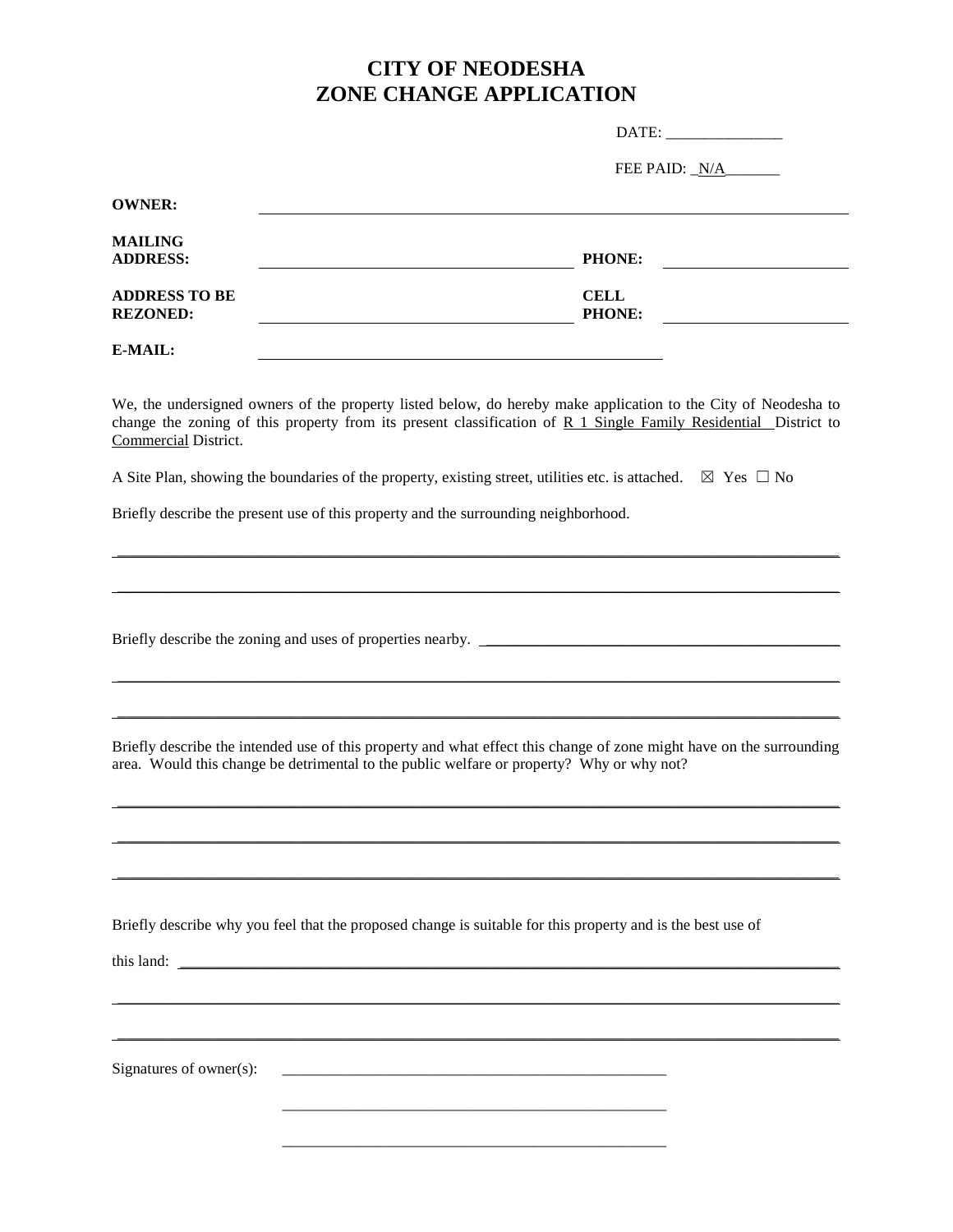# CITY OF NEODESHA
# ZONE CHANGE APPLICATION

DATE: _______________

FEE PAID: _N/A_______

**OWNER:** ____________________________________________

**MAILING ADDRESS:** ______________________________ **PHONE:** ________________

**ADDRESS TO BE REZONED:** ______________________________ **CELL PHONE:** ________________

**E-MAIL:** ______________________________________

We, the undersigned owners of the property listed below, do hereby make application to the City of Neodesha to change the zoning of this property from its present classification of R 1 Single Family Residential District to Commercial District.

A Site Plan, showing the boundaries of the property, existing street, utilities etc. is attached. ☒ Yes ☐ No

Briefly describe the present use of this property and the surrounding neighborhood.

____________________________________________________________________________________

____________________________________________________________________________________

Briefly describe the zoning and uses of properties nearby. ______________________________________

____________________________________________________________________________________

____________________________________________________________________________________

Briefly describe the intended use of this property and what effect this change of zone might have on the surrounding area. Would this change be detrimental to the public welfare or property? Why or why not?

____________________________________________________________________________________

____________________________________________________________________________________

____________________________________________________________________________________

Briefly describe why you feel that the proposed change is suitable for this property and is the best use of

this land: _________________________________________________________________________

____________________________________________________________________________________

____________________________________________________________________________________

Signatures of owner(s): ____________________________________________________

____________________________________________________

____________________________________________________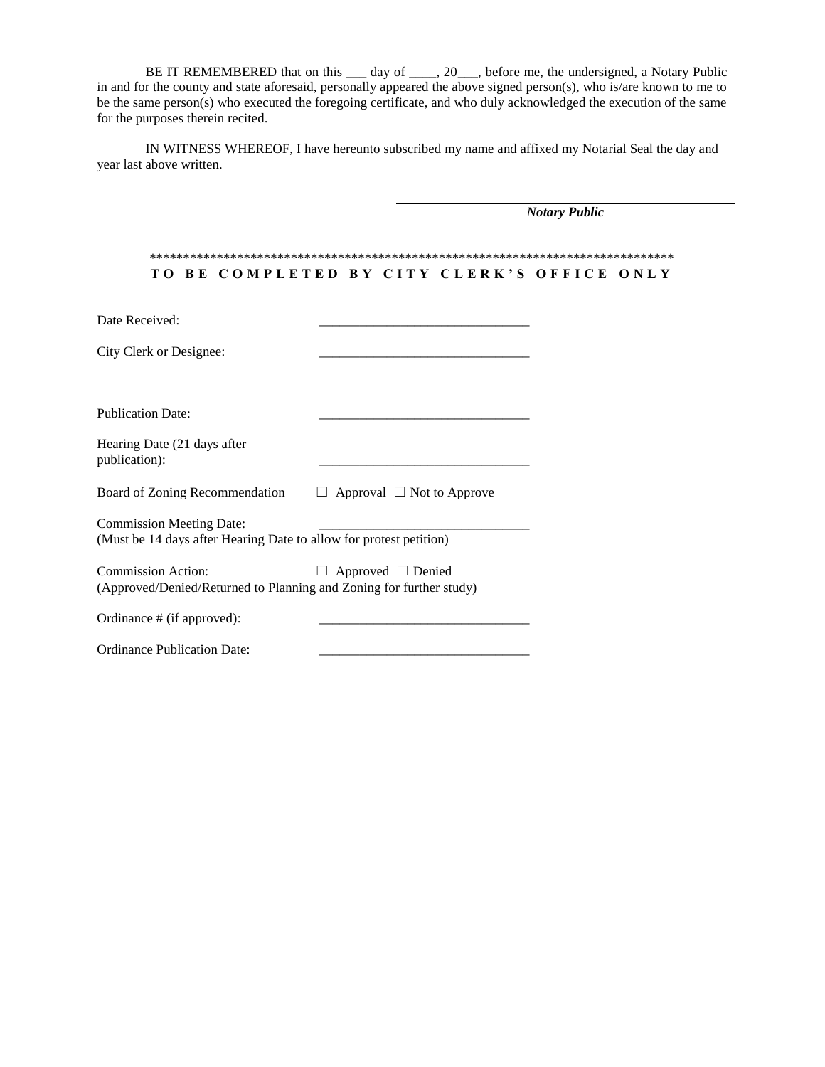BE IT REMEMBERED that on this ___ day of ____, 20___, before me, the undersigned, a Notary Public in and for the county and state aforesaid, personally appeared the above signed person(s), who is/are known to me to be the same person(s) who executed the foregoing certificate, and who duly acknowledged the execution of the same for the purposes therein recited.

IN WITNESS WHEREOF, I have hereunto subscribed my name and affixed my Notarial Seal the day and year last above written.

_______________________________________________

***Notary Public***

*******************************************************************************

**TO BE COMPLETED BY CITY CLERK'S OFFICE ONLY**

Date Received: _______________________________

City Clerk or Designee: _______________________________

Publication Date: _______________________________

Hearing Date (21 days after publication): _______________________________

Board of Zoning Recommendation ☐ Approval ☐ Not to Approve

Commission Meeting Date: _______________________________
(Must be 14 days after Hearing Date to allow for protest petition)

Commission Action: ☐ Approved ☐ Denied
(Approved/Denied/Returned to Planning and Zoning for further study)

Ordinance # (if approved): _______________________________

Ordinance Publication Date: _______________________________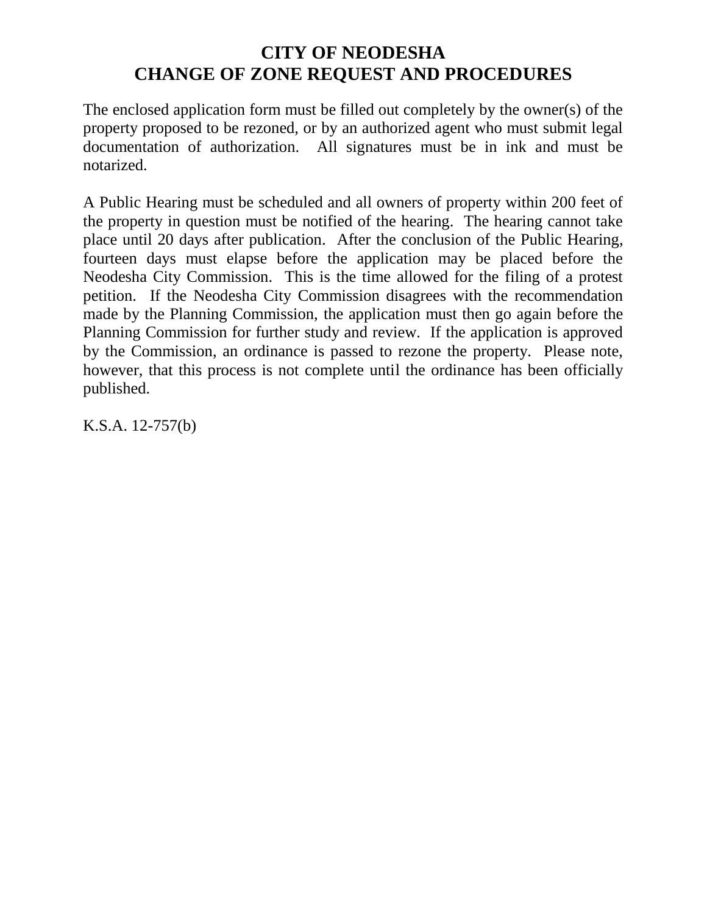# CITY OF NEODESHA
# CHANGE OF ZONE REQUEST AND PROCEDURES

The enclosed application form must be filled out completely by the owner(s) of the property proposed to be rezoned, or by an authorized agent who must submit legal documentation of authorization. All signatures must be in ink and must be notarized.

A Public Hearing must be scheduled and all owners of property within 200 feet of the property in question must be notified of the hearing. The hearing cannot take place until 20 days after publication. After the conclusion of the Public Hearing, fourteen days must elapse before the application may be placed before the Neodesha City Commission. This is the time allowed for the filing of a protest petition. If the Neodesha City Commission disagrees with the recommendation made by the Planning Commission, the application must then go again before the Planning Commission for further study and review. If the application is approved by the Commission, an ordinance is passed to rezone the property. Please note, however, that this process is not complete until the ordinance has been officially published.

K.S.A. 12-757(b)